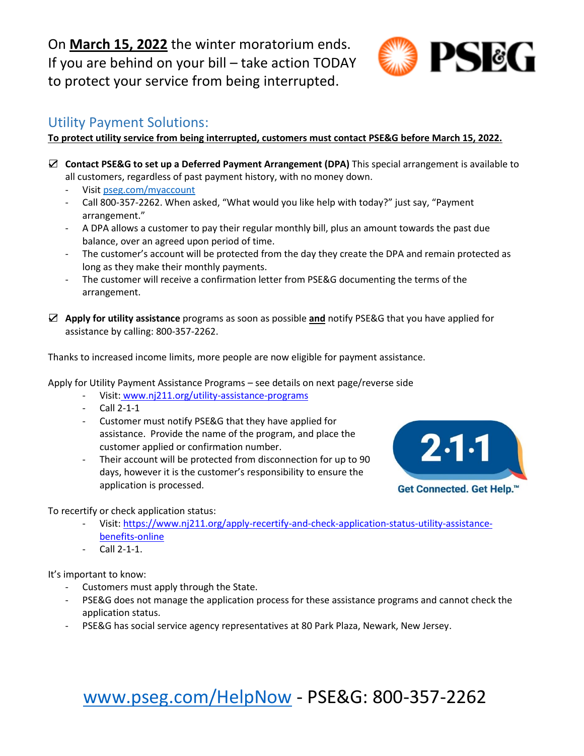On **March 15, 2022** the winter moratorium ends. If you are behind on your bill – take action TODAY to protect your service from being interrupted.

PSEG

## Utility Payment Solutions:

**To protect utility service from being interrupted, customers must contact PSE&G before March 15, 2022.**

☑ **Contact PSE&G to set up a Deferred Payment Arrangement (DPA)** This special arrangement is available to all customers, regardless of past payment history, with no money down.

- Visit pseg.com/myaccount
- Call 800-357-2262. When asked, "What would you like help with today?" just say, "Payment arrangement."
- A DPA allows a customer to pay their regular monthly bill, plus an amount towards the past due balance, over an agreed upon period of time.
- The customer's account will be protected from the day they create the DPA and remain protected as long as they make their monthly payments.
- The customer will receive a confirmation letter from PSE&G documenting the terms of the arrangement.

☑ **Apply for utility assistance** programs as soon as possible **and** notify PSE&G that you have applied for assistance by calling: 800-357-2262.

Thanks to increased income limits, more people are now eligible for payment assistance.

Apply for Utility Payment Assistance Programs – see details on next page/reverse side

- Visit: www.nj211.org/utility-assistance-programs
- Call 2-1-1
- Customer must notify PSE&G that they have applied for assistance. Provide the name of the program, and place the customer applied or confirmation number.
- Their account will be protected from disconnection for up to 90 days, however it is the customer's responsibility to ensure the application is processed.

2·1·1 Get Connected. Get Help.™

To recertify or check application status:

- Visit: https://www.nj211.org/apply-recertify-and-check-application-status-utility-assistance-benefits-online
- Call 2-1-1.

It's important to know:

- Customers must apply through the State.
- PSE&G does not manage the application process for these assistance programs and cannot check the application status.
- PSE&G has social service agency representatives at 80 Park Plaza, Newark, New Jersey.

www.pseg.com/HelpNow - PSE&G: 800-357-2262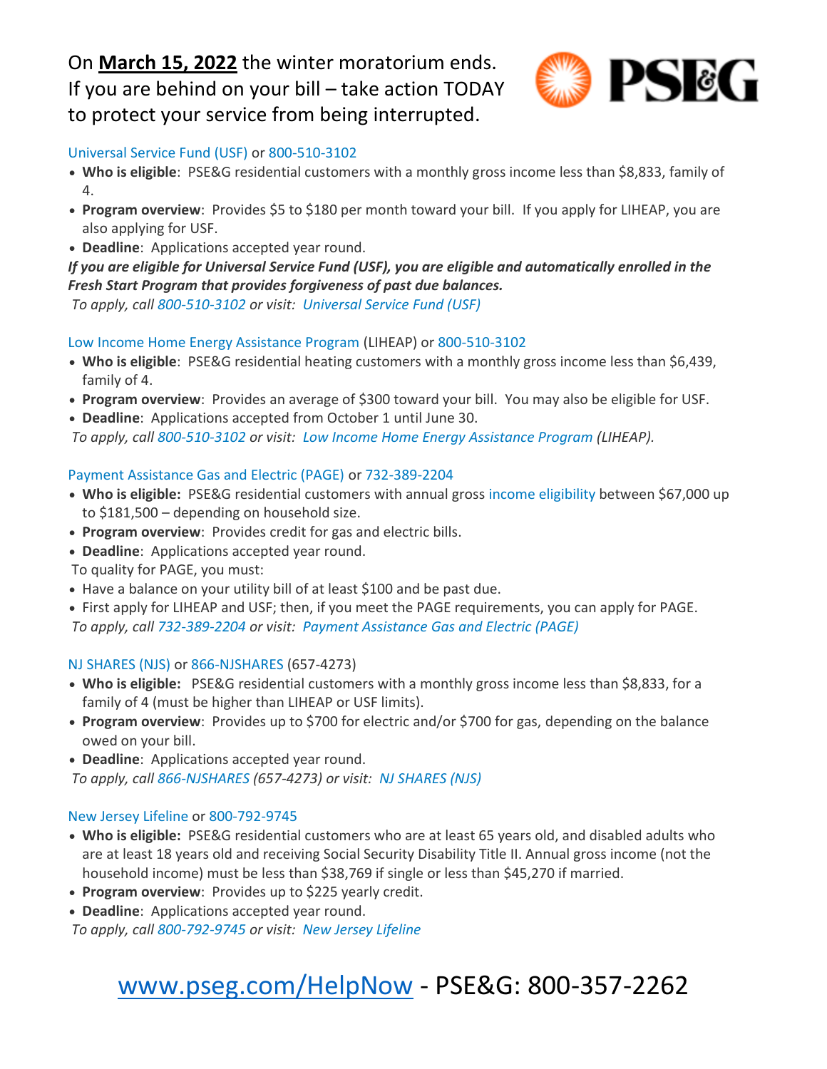On **March 15, 2022** the winter moratorium ends. If you are behind on your bill – take action TODAY to protect your service from being interrupted.

PSEG

Universal Service Fund (USF) or 800-510-3102

- **Who is eligible**: PSE&G residential customers with a monthly gross income less than $8,833, family of 4.
- **Program overview**: Provides $5 to $180 per month toward your bill. If you apply for LIHEAP, you are also applying for USF.
- **Deadline**: Applications accepted year round.

***If you are eligible for Universal Service Fund (USF), you are eligible and automatically enrolled in the Fresh Start Program that provides forgiveness of past due balances.***

*To apply, call 800-510-3102 or visit: Universal Service Fund (USF)*

Low Income Home Energy Assistance Program (LIHEAP) or 800-510-3102

- **Who is eligible**: PSE&G residential heating customers with a monthly gross income less than $6,439, family of 4.
- **Program overview**: Provides an average of $300 toward your bill. You may also be eligible for USF.
- **Deadline**: Applications accepted from October 1 until June 30.

*To apply, call 800-510-3102 or visit: Low Income Home Energy Assistance Program (LIHEAP).*

Payment Assistance Gas and Electric (PAGE) or 732-389-2204

- **Who is eligible:** PSE&G residential customers with annual gross income eligibility between $67,000 up to $181,500 – depending on household size.
- **Program overview**: Provides credit for gas and electric bills.
- **Deadline**: Applications accepted year round.

To quality for PAGE, you must:

- Have a balance on your utility bill of at least $100 and be past due.
- First apply for LIHEAP and USF; then, if you meet the PAGE requirements, you can apply for PAGE.

*To apply, call 732-389-2204 or visit: Payment Assistance Gas and Electric (PAGE)*

NJ SHARES (NJS) or 866-NJSHARES (657-4273)

- **Who is eligible:** PSE&G residential customers with a monthly gross income less than $8,833, for a family of 4 (must be higher than LIHEAP or USF limits).
- **Program overview**: Provides up to $700 for electric and/or $700 for gas, depending on the balance owed on your bill.
- **Deadline**: Applications accepted year round.

*To apply, call 866-NJSHARES (657-4273) or visit: NJ SHARES (NJS)*

New Jersey Lifeline or 800-792-9745

- **Who is eligible:** PSE&G residential customers who are at least 65 years old, and disabled adults who are at least 18 years old and receiving Social Security Disability Title II. Annual gross income (not the household income) must be less than $38,769 if single or less than $45,270 if married.
- **Program overview**: Provides up to $225 yearly credit.
- **Deadline**: Applications accepted year round.

*To apply, call 800-792-9745 or visit: New Jersey Lifeline*

## www.pseg.com/HelpNow - PSE&G: 800-357-2262